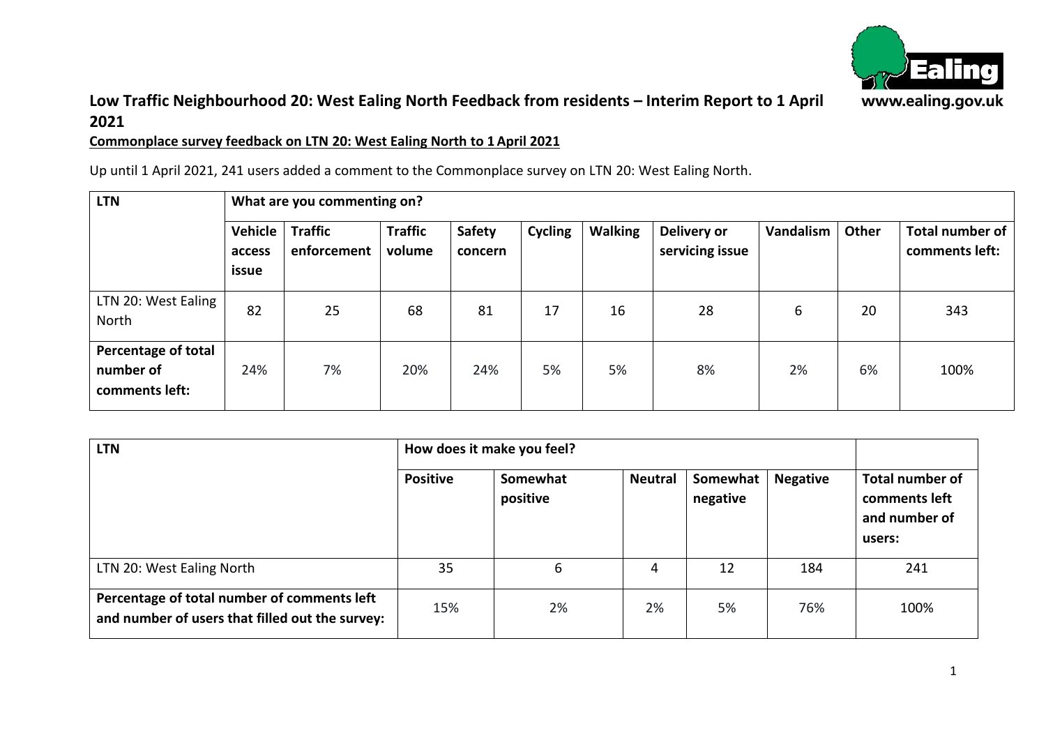# Low Traffic Neighbourhood 20: West Ealing North Feedback from residents – Interim Report to 1 April 2021

www.ealing.gov.uk

**Commonplace survey feedback on LTN 20: West Ealing North to 1 April 2021**

Up until 1 April 2021, 241 users added a comment to the Commonplace survey on LTN 20: West Ealing North.

| LTN | What are you commenting on? | | | | | | | | | |
|---|---|---|---|---|---|---|---|---|---|---|
| | **Vehicle access issue** | **Traffic enforcement** | **Traffic volume** | **Safety concern** | **Cycling** | **Walking** | **Delivery or servicing issue** | **Vandalism** | **Other** | **Total number of comments left:** |
| LTN 20: West Ealing North | 82 | 25 | 68 | 81 | 17 | 16 | 28 | 6 | 20 | 343 |
| **Percentage of total number of comments left:** | 24% | 7% | 20% | 24% | 5% | 5% | 8% | 2% | 6% | 100% |

| LTN | How does it make you feel? | | | | | |
|---|---|---|---|---|---|---|
| | **Positive** | **Somewhat positive** | **Neutral** | **Somewhat negative** | **Negative** | **Total number of comments left and number of users:** |
| LTN 20: West Ealing North | 35 | 6 | 4 | 12 | 184 | 241 |
| **Percentage of total number of comments left and number of users that filled out the survey:** | 15% | 2% | 2% | 5% | 76% | 100% |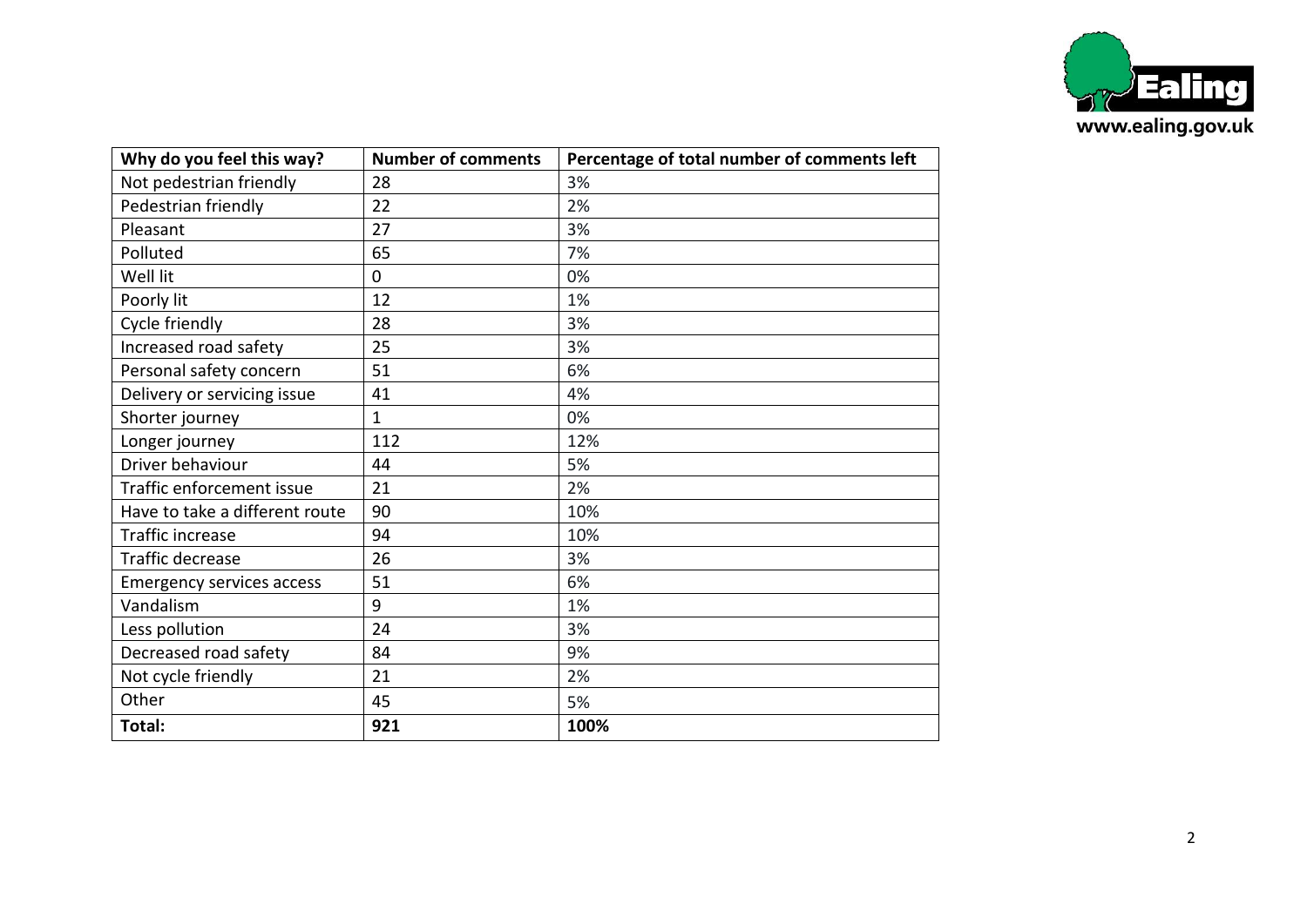| Why do you feel this way? | Number of comments | Percentage of total number of comments left |
| --- | --- | --- |
| Not pedestrian friendly | 28 | 3% |
| Pedestrian friendly | 22 | 2% |
| Pleasant | 27 | 3% |
| Polluted | 65 | 7% |
| Well lit | 0 | 0% |
| Poorly lit | 12 | 1% |
| Cycle friendly | 28 | 3% |
| Increased road safety | 25 | 3% |
| Personal safety concern | 51 | 6% |
| Delivery or servicing issue | 41 | 4% |
| Shorter journey | 1 | 0% |
| Longer journey | 112 | 12% |
| Driver behaviour | 44 | 5% |
| Traffic enforcement issue | 21 | 2% |
| Have to take a different route | 90 | 10% |
| Traffic increase | 94 | 10% |
| Traffic decrease | 26 | 3% |
| Emergency services access | 51 | 6% |
| Vandalism | 9 | 1% |
| Less pollution | 24 | 3% |
| Decreased road safety | 84 | 9% |
| Not cycle friendly | 21 | 2% |
| Other | 45 | 5% |
| **Total:** | **921** | **100%** |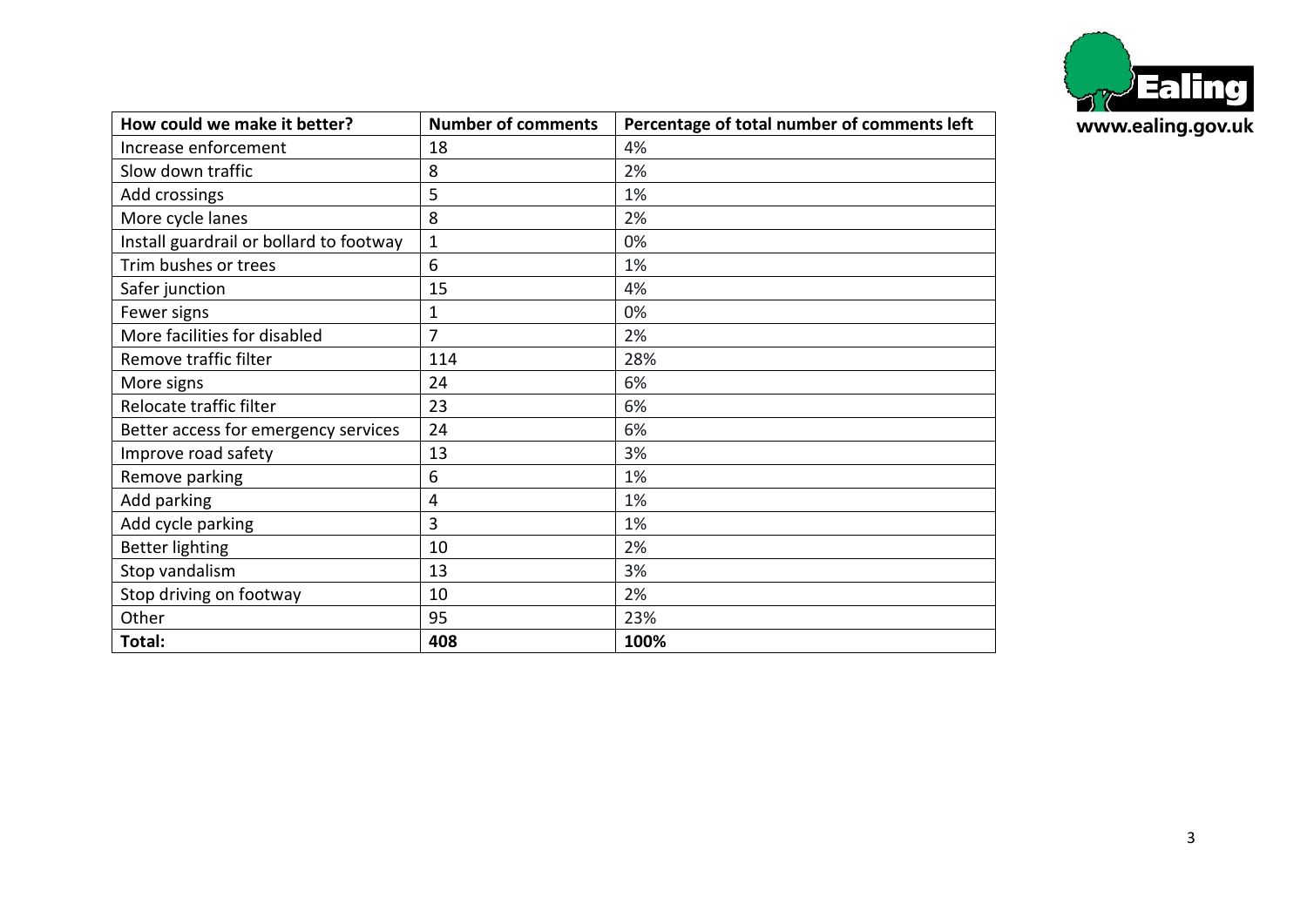| How could we make it better? | Number of comments | Percentage of total number of comments left |
|---|---|---|
| Increase enforcement | 18 | 4% |
| Slow down traffic | 8 | 2% |
| Add crossings | 5 | 1% |
| More cycle lanes | 8 | 2% |
| Install guardrail or bollard to footway | 1 | 0% |
| Trim bushes or trees | 6 | 1% |
| Safer junction | 15 | 4% |
| Fewer signs | 1 | 0% |
| More facilities for disabled | 7 | 2% |
| Remove traffic filter | 114 | 28% |
| More signs | 24 | 6% |
| Relocate traffic filter | 23 | 6% |
| Better access for emergency services | 24 | 6% |
| Improve road safety | 13 | 3% |
| Remove parking | 6 | 1% |
| Add parking | 4 | 1% |
| Add cycle parking | 3 | 1% |
| Better lighting | 10 | 2% |
| Stop vandalism | 13 | 3% |
| Stop driving on footway | 10 | 2% |
| Other | 95 | 23% |
| **Total:** | **408** | **100%** |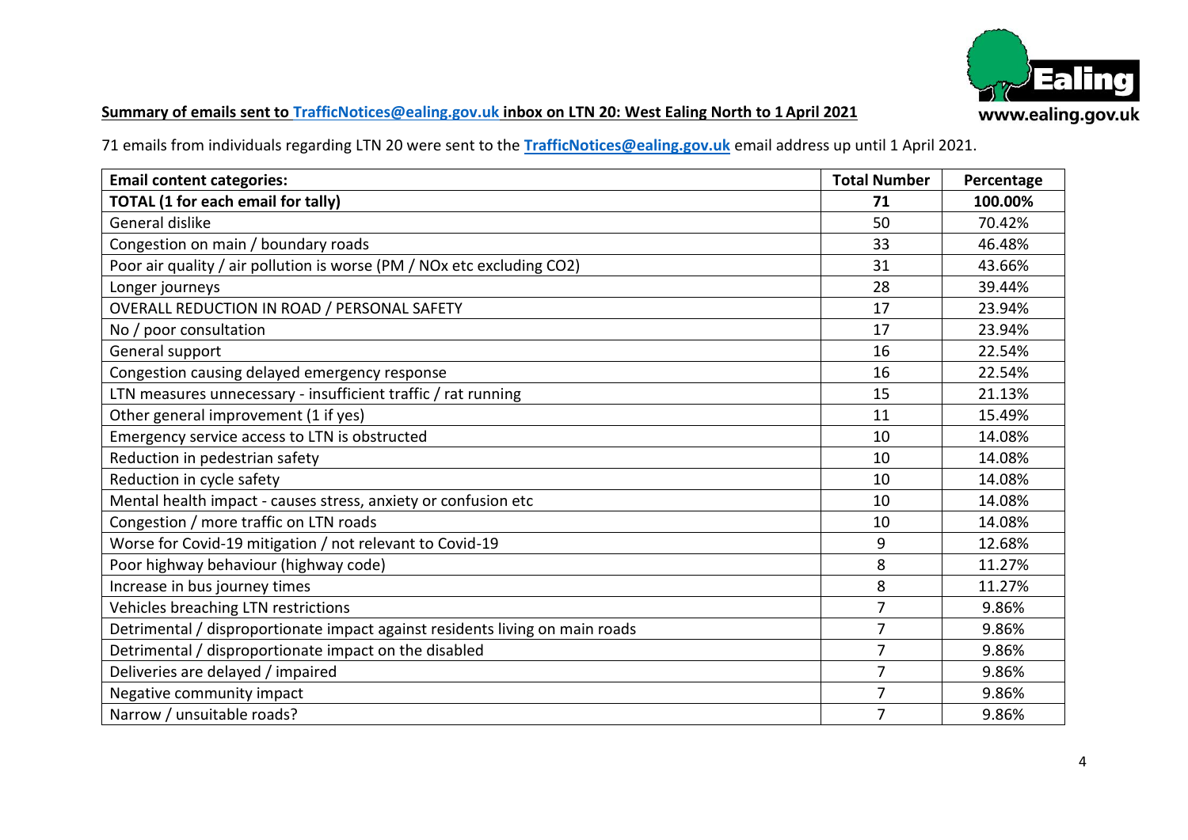**Summary of emails sent to TrafficNotices@ealing.gov.uk inbox on LTN 20: West Ealing North to 1 April 2021**

71 emails from individuals regarding LTN 20 were sent to the **TrafficNotices@ealing.gov.uk** email address up until 1 April 2021.

| **Email content categories:** | **Total Number** | **Percentage** |
|---|---|---|
| **TOTAL (1 for each email for tally)** | **71** | **100.00%** |
| General dislike | 50 | 70.42% |
| Congestion on main / boundary roads | 33 | 46.48% |
| Poor air quality / air pollution is worse (PM / NOx etc excluding CO2) | 31 | 43.66% |
| Longer journeys | 28 | 39.44% |
| OVERALL REDUCTION IN ROAD / PERSONAL SAFETY | 17 | 23.94% |
| No / poor consultation | 17 | 23.94% |
| General support | 16 | 22.54% |
| Congestion causing delayed emergency response | 16 | 22.54% |
| LTN measures unnecessary - insufficient traffic / rat running | 15 | 21.13% |
| Other general improvement (1 if yes) | 11 | 15.49% |
| Emergency service access to LTN is obstructed | 10 | 14.08% |
| Reduction in pedestrian safety | 10 | 14.08% |
| Reduction in cycle safety | 10 | 14.08% |
| Mental health impact - causes stress, anxiety or confusion etc | 10 | 14.08% |
| Congestion / more traffic on LTN roads | 10 | 14.08% |
| Worse for Covid-19 mitigation / not relevant to Covid-19 | 9 | 12.68% |
| Poor highway behaviour (highway code) | 8 | 11.27% |
| Increase in bus journey times | 8 | 11.27% |
| Vehicles breaching LTN restrictions | 7 | 9.86% |
| Detrimental / disproportionate impact against residents living on main roads | 7 | 9.86% |
| Detrimental / disproportionate impact on the disabled | 7 | 9.86% |
| Deliveries are delayed / impaired | 7 | 9.86% |
| Negative community impact | 7 | 9.86% |
| Narrow / unsuitable roads? | 7 | 9.86% |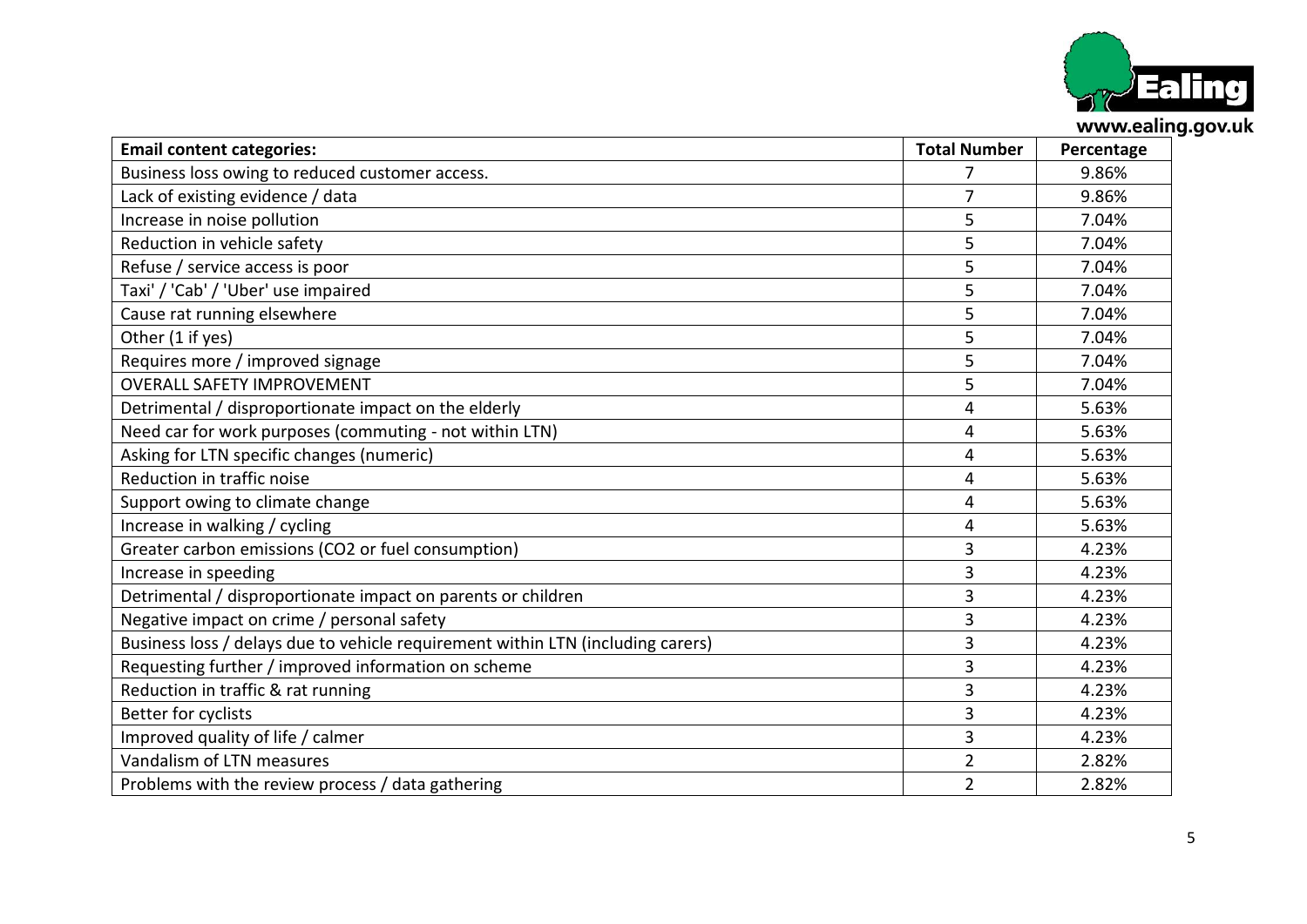| Email content categories: | Total Number | Percentage |
|---|---|---|
| Business loss owing to reduced customer access. | 7 | 9.86% |
| Lack of existing evidence / data | 7 | 9.86% |
| Increase in noise pollution | 5 | 7.04% |
| Reduction in vehicle safety | 5 | 7.04% |
| Refuse / service access is poor | 5 | 7.04% |
| Taxi' / 'Cab' / 'Uber' use impaired | 5 | 7.04% |
| Cause rat running elsewhere | 5 | 7.04% |
| Other (1 if yes) | 5 | 7.04% |
| Requires more / improved signage | 5 | 7.04% |
| OVERALL SAFETY IMPROVEMENT | 5 | 7.04% |
| Detrimental / disproportionate impact on the elderly | 4 | 5.63% |
| Need car for work purposes (commuting - not within LTN) | 4 | 5.63% |
| Asking for LTN specific changes (numeric) | 4 | 5.63% |
| Reduction in traffic noise | 4 | 5.63% |
| Support owing to climate change | 4 | 5.63% |
| Increase in walking / cycling | 4 | 5.63% |
| Greater carbon emissions (CO2 or fuel consumption) | 3 | 4.23% |
| Increase in speeding | 3 | 4.23% |
| Detrimental / disproportionate impact on parents or children | 3 | 4.23% |
| Negative impact on crime / personal safety | 3 | 4.23% |
| Business loss / delays due to vehicle requirement within LTN (including carers) | 3 | 4.23% |
| Requesting further / improved information on scheme | 3 | 4.23% |
| Reduction in traffic & rat running | 3 | 4.23% |
| Better for cyclists | 3 | 4.23% |
| Improved quality of life / calmer | 3 | 4.23% |
| Vandalism of LTN measures | 2 | 2.82% |
| Problems with the review process / data gathering | 2 | 2.82% |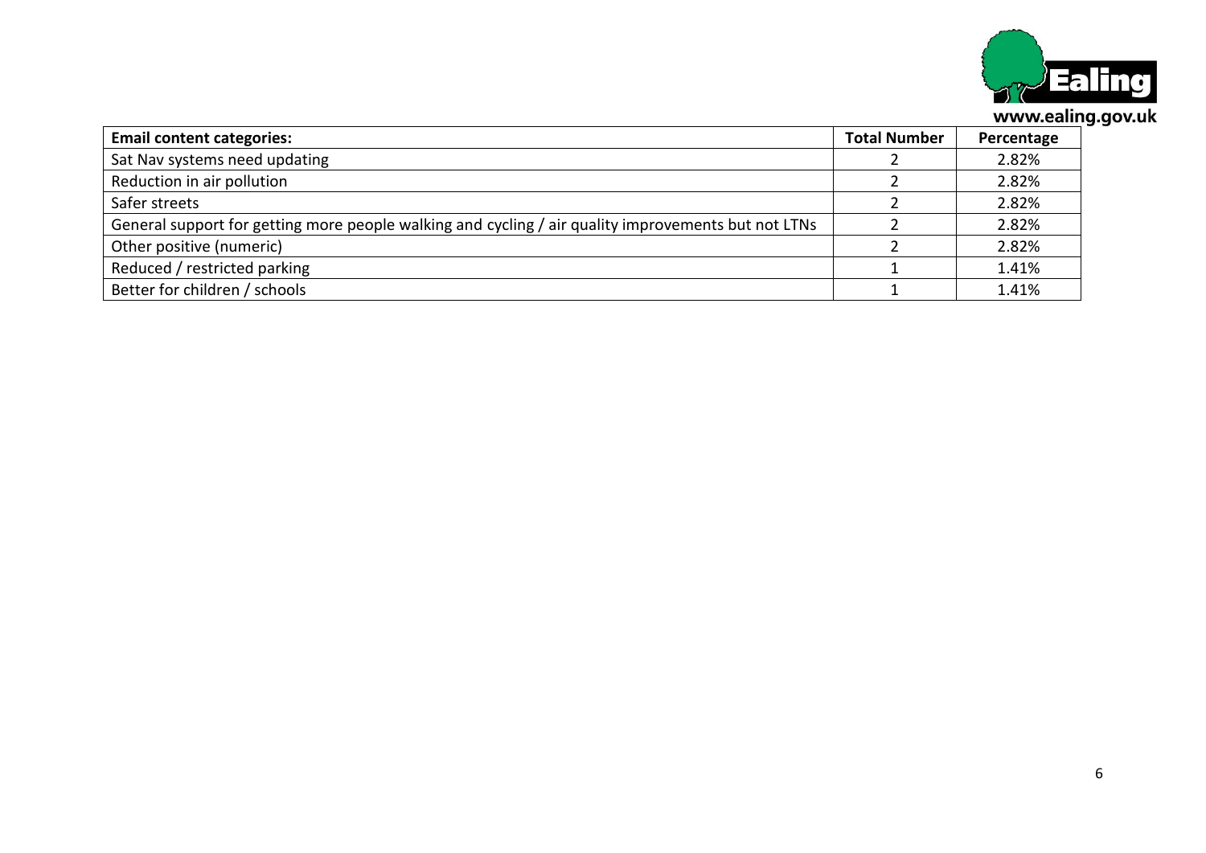| Email content categories: | Total Number | Percentage |
| --- | --- | --- |
| Sat Nav systems need updating | 2 | 2.82% |
| Reduction in air pollution | 2 | 2.82% |
| Safer streets | 2 | 2.82% |
| General support for getting more people walking and cycling / air quality improvements but not LTNs | 2 | 2.82% |
| Other positive (numeric) | 2 | 2.82% |
| Reduced / restricted parking | 1 | 1.41% |
| Better for children / schools | 1 | 1.41% |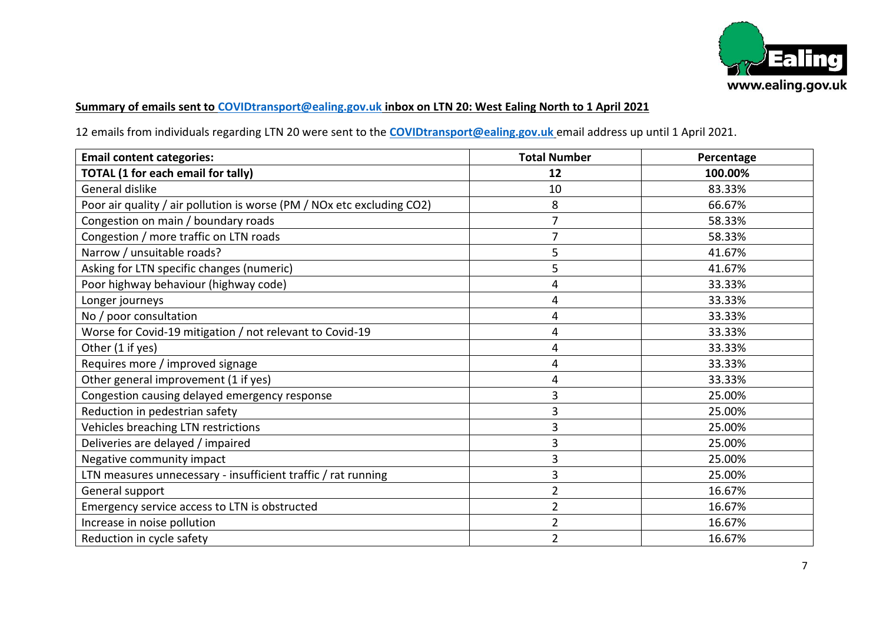**Summary of emails sent to COVIDtransport@ealing.gov.uk inbox on LTN 20: West Ealing North to 1 April 2021**

12 emails from individuals regarding LTN 20 were sent to the **COVIDtransport@ealing.gov.uk** email address up until 1 April 2021.

| Email content categories: | Total Number | Percentage |
|---|---|---|
| **TOTAL (1 for each email for tally)** | **12** | **100.00%** |
| General dislike | 10 | 83.33% |
| Poor air quality / air pollution is worse (PM / NOx etc excluding CO2) | 8 | 66.67% |
| Congestion on main / boundary roads | 7 | 58.33% |
| Congestion / more traffic on LTN roads | 7 | 58.33% |
| Narrow / unsuitable roads? | 5 | 41.67% |
| Asking for LTN specific changes (numeric) | 5 | 41.67% |
| Poor highway behaviour (highway code) | 4 | 33.33% |
| Longer journeys | 4 | 33.33% |
| No / poor consultation | 4 | 33.33% |
| Worse for Covid-19 mitigation / not relevant to Covid-19 | 4 | 33.33% |
| Other (1 if yes) | 4 | 33.33% |
| Requires more / improved signage | 4 | 33.33% |
| Other general improvement (1 if yes) | 4 | 33.33% |
| Congestion causing delayed emergency response | 3 | 25.00% |
| Reduction in pedestrian safety | 3 | 25.00% |
| Vehicles breaching LTN restrictions | 3 | 25.00% |
| Deliveries are delayed / impaired | 3 | 25.00% |
| Negative community impact | 3 | 25.00% |
| LTN measures unnecessary - insufficient traffic / rat running | 3 | 25.00% |
| General support | 2 | 16.67% |
| Emergency service access to LTN is obstructed | 2 | 16.67% |
| Increase in noise pollution | 2 | 16.67% |
| Reduction in cycle safety | 2 | 16.67% |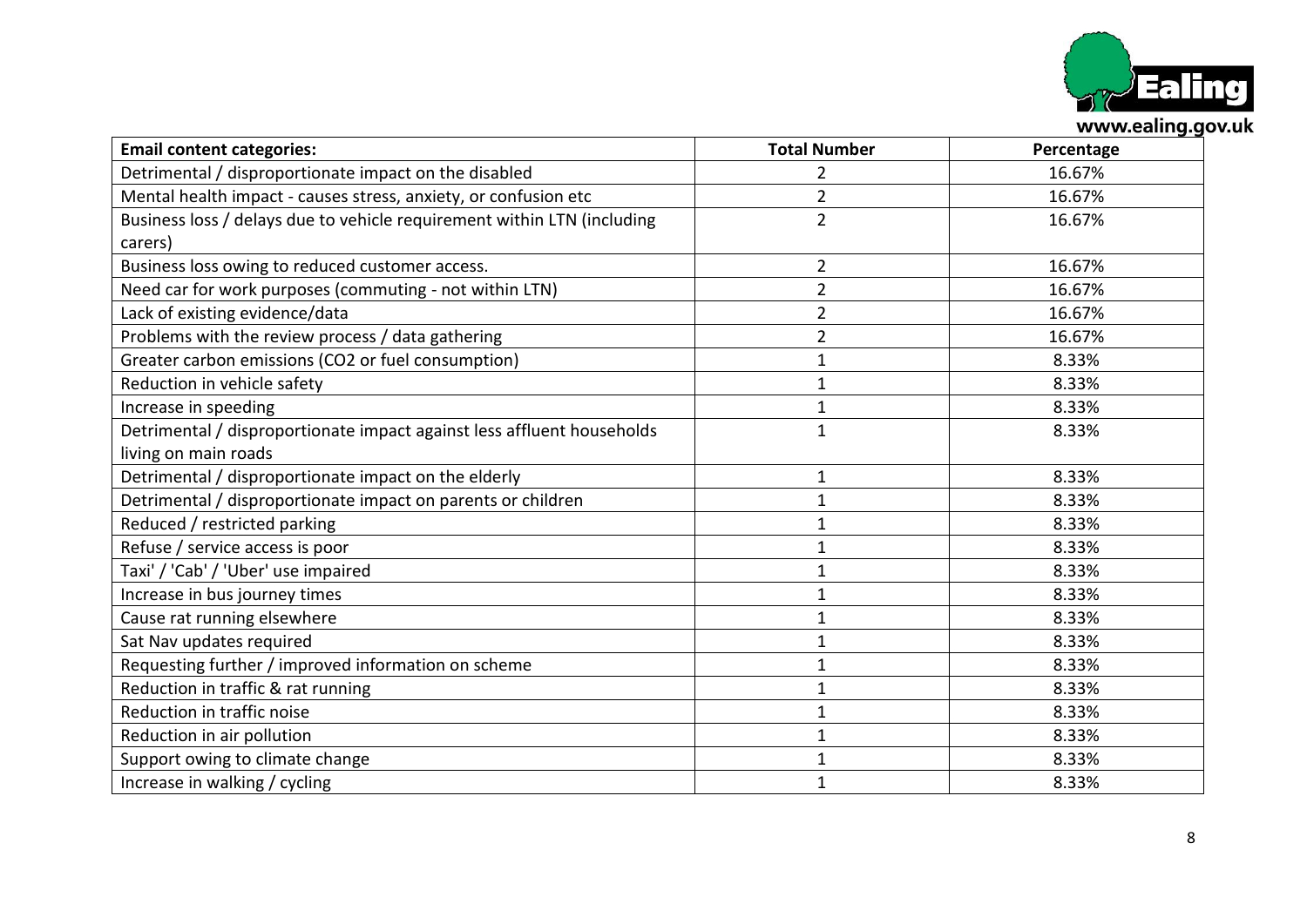| Email content categories: | Total Number | Percentage |
| --- | --- | --- |
| Detrimental / disproportionate impact on the disabled | 2 | 16.67% |
| Mental health impact - causes stress, anxiety, or confusion etc | 2 | 16.67% |
| Business loss / delays due to vehicle requirement within LTN (including carers) | 2 | 16.67% |
| Business loss owing to reduced customer access. | 2 | 16.67% |
| Need car for work purposes (commuting - not within LTN) | 2 | 16.67% |
| Lack of existing evidence/data | 2 | 16.67% |
| Problems with the review process / data gathering | 2 | 16.67% |
| Greater carbon emissions (CO2 or fuel consumption) | 1 | 8.33% |
| Reduction in vehicle safety | 1 | 8.33% |
| Increase in speeding | 1 | 8.33% |
| Detrimental / disproportionate impact against less affluent households living on main roads | 1 | 8.33% |
| Detrimental / disproportionate impact on the elderly | 1 | 8.33% |
| Detrimental / disproportionate impact on parents or children | 1 | 8.33% |
| Reduced / restricted parking | 1 | 8.33% |
| Refuse / service access is poor | 1 | 8.33% |
| Taxi' / 'Cab' / 'Uber' use impaired | 1 | 8.33% |
| Increase in bus journey times | 1 | 8.33% |
| Cause rat running elsewhere | 1 | 8.33% |
| Sat Nav updates required | 1 | 8.33% |
| Requesting further / improved information on scheme | 1 | 8.33% |
| Reduction in traffic & rat running | 1 | 8.33% |
| Reduction in traffic noise | 1 | 8.33% |
| Reduction in air pollution | 1 | 8.33% |
| Support owing to climate change | 1 | 8.33% |
| Increase in walking / cycling | 1 | 8.33% |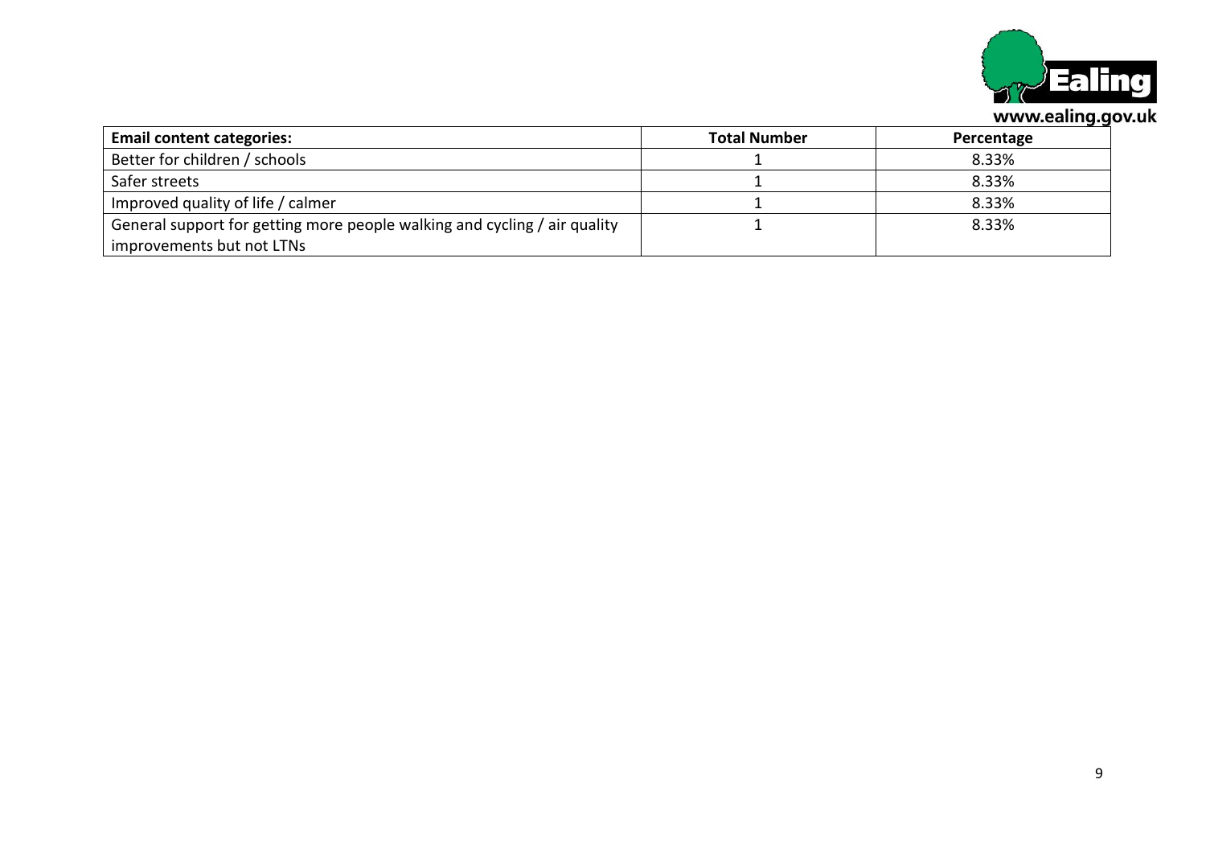| Email content categories: | Total Number | Percentage |
|---|---|---|
| Better for children / schools | 1 | 8.33% |
| Safer streets | 1 | 8.33% |
| Improved quality of life / calmer | 1 | 8.33% |
| General support for getting more people walking and cycling / air quality improvements but not LTNs | 1 | 8.33% |